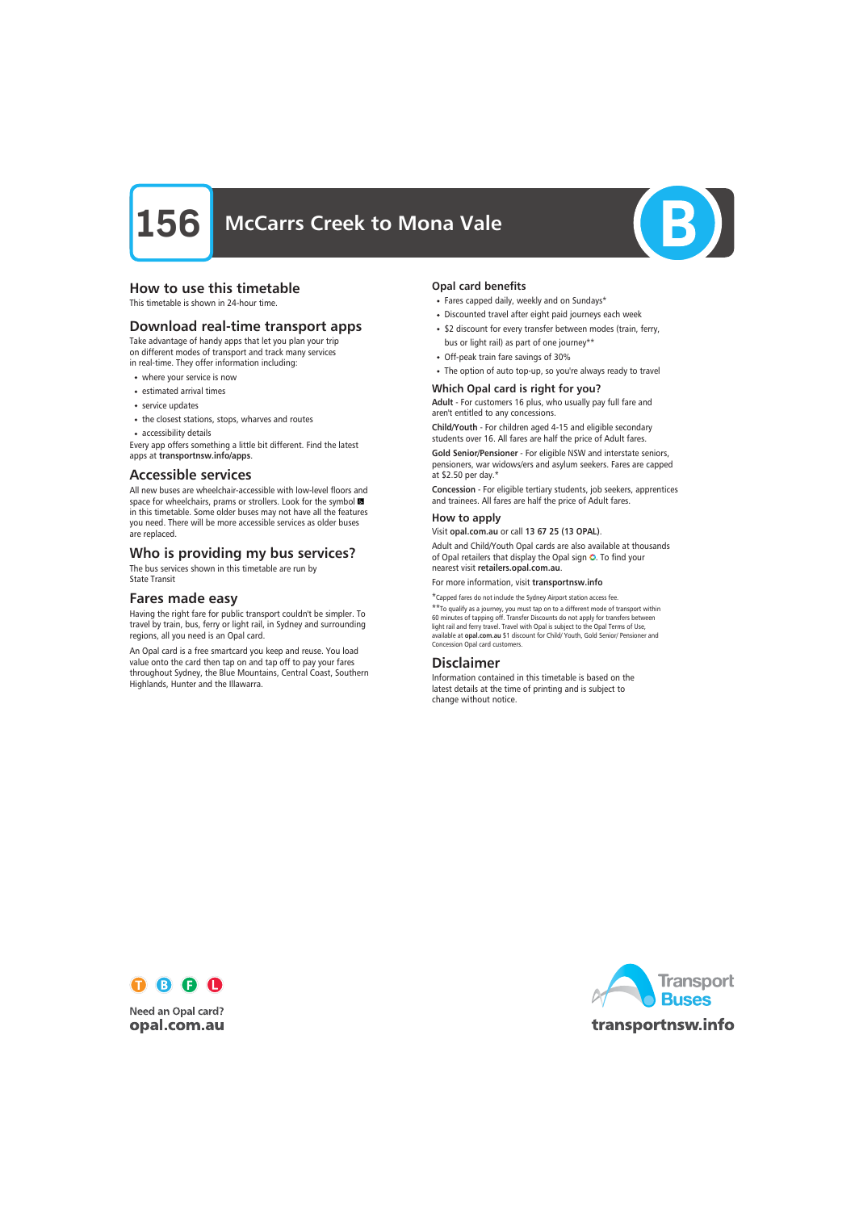# 156 McCarrs Creek to Mona Vale

## How to use this timetable

This timetable is shown in 24-hour time.

## Download real-time transport apps

Take advantage of handy apps that let you plan your trip on different modes of transport and track many services in real-time. They offer information including:

- where your service is now
- estimated arrival times
- service updates
- the closest stations, stops, wharves and routes
- accessibility details

Every app offers something a little bit different. Find the latest apps at **transportnsw.info/apps**.

## Accessible services

All new buses are wheelchair-accessible with low-level floors and space for wheelchairs, prams or strollers. Look for the symbol ♿ in this timetable. Some older buses may not have all the features you need. There will be more accessible services as older buses are replaced.

## Who is providing my bus services?

The bus services shown in this timetable are run by State Transit

## Fares made easy

Having the right fare for public transport couldn't be simpler. To travel by train, bus, ferry or light rail, in Sydney and surrounding regions, all you need is an Opal card.

An Opal card is a free smartcard you keep and reuse. You load value onto the card then tap on and tap off to pay your fares throughout Sydney, the Blue Mountains, Central Coast, Southern Highlands, Hunter and the Illawarra.

### Opal card benefits

- Fares capped daily, weekly and on Sundays*
- Discounted travel after eight paid journeys each week
- $2 discount for every transfer between modes (train, ferry, bus or light rail) as part of one journey**
- Off-peak train fare savings of 30%
- The option of auto top-up, so you're always ready to travel

### Which Opal card is right for you?

**Adult** - For customers 16 plus, who usually pay full fare and aren't entitled to any concessions.

**Child/Youth** - For children aged 4-15 and eligible secondary students over 16. All fares are half the price of Adult fares.

**Gold Senior/Pensioner** - For eligible NSW and interstate seniors, pensioners, war widows/ers and asylum seekers. Fares are capped at $2.50 per day.*

**Concession** - For eligible tertiary students, job seekers, apprentices and trainees. All fares are half the price of Adult fares.

### How to apply

Visit **opal.com.au** or call **13 67 25 (13 OPAL)**.

Adult and Child/Youth Opal cards are also available at thousands of Opal retailers that display the Opal sign. To find your nearest visit **retailers.opal.com.au**.

For more information, visit **transportnsw.info**

*Capped fares do not include the Sydney Airport station access fee.

**To qualify as a journey, you must tap on to a different mode of transport within 60 minutes of tapping off. Transfer Discounts do not apply for transfers between light rail and ferry travel. Travel with Opal is subject to the Opal Terms of Use, available at **opal.com.au** $1 discount for Child/ Youth, Gold Senior/ Pensioner and Concession Opal card customers.

## Disclaimer

Information contained in this timetable is based on the latest details at the time of printing and is subject to change without notice.

Need an Opal card?
**opal.com.au**

Transport Buses
**transportnsw.info**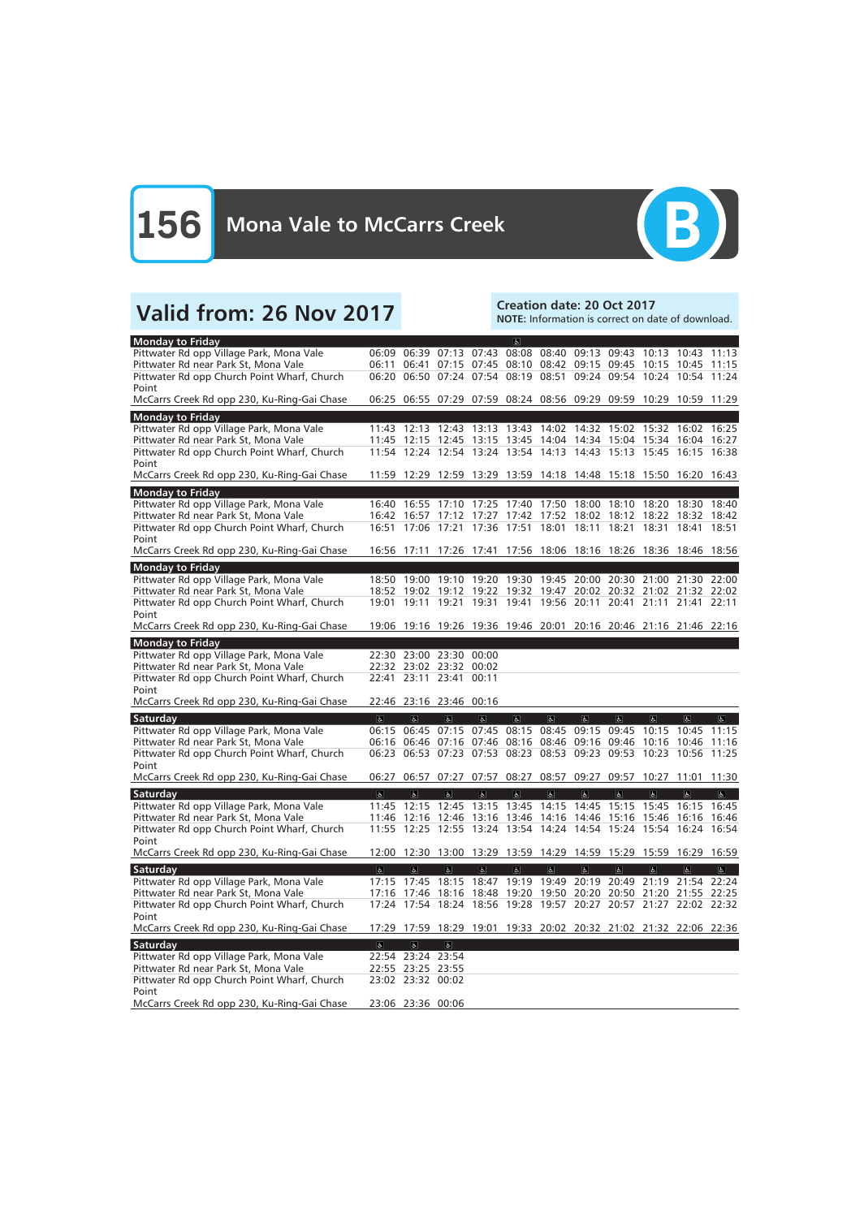# 156 Mona Vale to McCarrs Creek

B

## Valid from: 26 Nov 2017

**Creation date: 20 Oct 2017**
**NOTE:** Information is correct on date of download.

| Monday to Friday | | | | | ♿ | | | | | | |
|---|---|---|---|---|---|---|---|---|---|---|---|
| Pittwater Rd opp Village Park, Mona Vale | 06:09 | 06:39 | 07:13 | 07:43 | 08:08 | 08:40 | 09:13 | 09:43 | 10:13 | 10:43 | 11:13 |
| Pittwater Rd near Park St, Mona Vale | 06:11 | 06:41 | 07:15 | 07:45 | 08:10 | 08:42 | 09:15 | 09:45 | 10:15 | 10:45 | 11:15 |
| Pittwater Rd opp Church Point Wharf, Church Point | 06:20 | 06:50 | 07:24 | 07:54 | 08:19 | 08:51 | 09:24 | 09:54 | 10:24 | 10:54 | 11:24 |
| McCarrs Creek Rd opp 230, Ku-Ring-Gai Chase | 06:25 | 06:55 | 07:29 | 07:59 | 08:24 | 08:56 | 09:29 | 09:59 | 10:29 | 10:59 | 11:29 |

| Monday to Friday | | | | | | | | | | | |
|---|---|---|---|---|---|---|---|---|---|---|---|
| Pittwater Rd opp Village Park, Mona Vale | 11:43 | 12:13 | 12:43 | 13:13 | 13:43 | 14:02 | 14:32 | 15:02 | 15:32 | 16:02 | 16:25 |
| Pittwater Rd near Park St, Mona Vale | 11:45 | 12:15 | 12:45 | 13:15 | 13:45 | 14:04 | 14:34 | 15:04 | 15:34 | 16:04 | 16:27 |
| Pittwater Rd opp Church Point Wharf, Church Point | 11:54 | 12:24 | 12:54 | 13:24 | 13:54 | 14:13 | 14:43 | 15:13 | 15:45 | 16:15 | 16:38 |
| McCarrs Creek Rd opp 230, Ku-Ring-Gai Chase | 11:59 | 12:29 | 12:59 | 13:29 | 13:59 | 14:18 | 14:48 | 15:18 | 15:50 | 16:20 | 16:43 |

| Monday to Friday | | | | | | | | | | | |
|---|---|---|---|---|---|---|---|---|---|---|---|
| Pittwater Rd opp Village Park, Mona Vale | 16:40 | 16:55 | 17:10 | 17:25 | 17:40 | 17:50 | 18:00 | 18:10 | 18:20 | 18:30 | 18:40 |
| Pittwater Rd near Park St, Mona Vale | 16:42 | 16:57 | 17:12 | 17:27 | 17:42 | 17:52 | 18:02 | 18:12 | 18:22 | 18:32 | 18:42 |
| Pittwater Rd opp Church Point Wharf, Church Point | 16:51 | 17:06 | 17:21 | 17:36 | 17:51 | 18:01 | 18:11 | 18:21 | 18:31 | 18:41 | 18:51 |
| McCarrs Creek Rd opp 230, Ku-Ring-Gai Chase | 16:56 | 17:11 | 17:26 | 17:41 | 17:56 | 18:06 | 18:16 | 18:26 | 18:36 | 18:46 | 18:56 |

| Monday to Friday | | | | | | | | | | | |
|---|---|---|---|---|---|---|---|---|---|---|---|
| Pittwater Rd opp Village Park, Mona Vale | 18:50 | 19:00 | 19:10 | 19:20 | 19:30 | 19:45 | 20:00 | 20:30 | 21:00 | 21:30 | 22:00 |
| Pittwater Rd near Park St, Mona Vale | 18:52 | 19:02 | 19:12 | 19:22 | 19:32 | 19:47 | 20:02 | 20:32 | 21:02 | 21:32 | 22:02 |
| Pittwater Rd opp Church Point Wharf, Church Point | 19:01 | 19:11 | 19:21 | 19:31 | 19:41 | 19:56 | 20:11 | 20:41 | 21:11 | 21:41 | 22:11 |
| McCarrs Creek Rd opp 230, Ku-Ring-Gai Chase | 19:06 | 19:16 | 19:26 | 19:36 | 19:46 | 20:01 | 20:16 | 20:46 | 21:16 | 21:46 | 22:16 |

| Monday to Friday | | | | |
|---|---|---|---|---|
| Pittwater Rd opp Village Park, Mona Vale | 22:30 | 23:00 | 23:30 | 00:00 |
| Pittwater Rd near Park St, Mona Vale | 22:32 | 23:02 | 23:32 | 00:02 |
| Pittwater Rd opp Church Point Wharf, Church Point | 22:41 | 23:11 | 23:41 | 00:11 |
| McCarrs Creek Rd opp 230, Ku-Ring-Gai Chase | 22:46 | 23:16 | 23:46 | 00:16 |

| Saturday | ♿ | ♿ | ♿ | ♿ | ♿ | ♿ | ♿ | ♿ | ♿ | ♿ | ♿ |
|---|---|---|---|---|---|---|---|---|---|---|---|
| Pittwater Rd opp Village Park, Mona Vale | 06:15 | 06:45 | 07:15 | 07:45 | 08:15 | 08:45 | 09:15 | 09:45 | 10:15 | 10:45 | 11:15 |
| Pittwater Rd near Park St, Mona Vale | 06:16 | 06:46 | 07:16 | 07:46 | 08:16 | 08:46 | 09:16 | 09:46 | 10:16 | 10:46 | 11:16 |
| Pittwater Rd opp Church Point Wharf, Church Point | 06:23 | 06:53 | 07:23 | 07:53 | 08:23 | 08:53 | 09:23 | 09:53 | 10:23 | 10:56 | 11:25 |
| McCarrs Creek Rd opp 230, Ku-Ring-Gai Chase | 06:27 | 06:57 | 07:27 | 07:57 | 08:27 | 08:57 | 09:27 | 09:57 | 10:27 | 11:01 | 11:30 |

| Saturday | ♿ | ♿ | ♿ | ♿ | ♿ | ♿ | ♿ | ♿ | ♿ | ♿ | ♿ |
|---|---|---|---|---|---|---|---|---|---|---|---|
| Pittwater Rd opp Village Park, Mona Vale | 11:45 | 12:15 | 12:45 | 13:15 | 13:45 | 14:15 | 14:45 | 15:15 | 15:45 | 16:15 | 16:45 |
| Pittwater Rd near Park St, Mona Vale | 11:46 | 12:16 | 12:46 | 13:16 | 13:46 | 14:16 | 14:46 | 15:16 | 15:46 | 16:16 | 16:46 |
| Pittwater Rd opp Church Point Wharf, Church Point | 11:55 | 12:25 | 12:55 | 13:24 | 13:54 | 14:24 | 14:54 | 15:24 | 15:54 | 16:24 | 16:54 |
| McCarrs Creek Rd opp 230, Ku-Ring-Gai Chase | 12:00 | 12:30 | 13:00 | 13:29 | 13:59 | 14:29 | 14:59 | 15:29 | 15:59 | 16:29 | 16:59 |

| Saturday | ♿ | ♿ | ♿ | ♿ | ♿ | ♿ | ♿ | ♿ | ♿ | ♿ | ♿ |
|---|---|---|---|---|---|---|---|---|---|---|---|
| Pittwater Rd opp Village Park, Mona Vale | 17:15 | 17:45 | 18:15 | 18:47 | 19:19 | 19:49 | 20:19 | 20:49 | 21:19 | 21:54 | 22:24 |
| Pittwater Rd near Park St, Mona Vale | 17:16 | 17:46 | 18:16 | 18:48 | 19:20 | 19:50 | 20:20 | 20:50 | 21:20 | 21:55 | 22:25 |
| Pittwater Rd opp Church Point Wharf, Church Point | 17:24 | 17:54 | 18:24 | 18:56 | 19:28 | 19:57 | 20:27 | 20:57 | 21:27 | 22:02 | 22:32 |
| McCarrs Creek Rd opp 230, Ku-Ring-Gai Chase | 17:29 | 17:59 | 18:29 | 19:01 | 19:33 | 20:02 | 20:32 | 21:02 | 21:32 | 22:06 | 22:36 |

| Saturday | ♿ | ♿ | ♿ |
|---|---|---|---|
| Pittwater Rd opp Village Park, Mona Vale | 22:54 | 23:24 | 23:54 |
| Pittwater Rd near Park St, Mona Vale | 22:55 | 23:25 | 23:55 |
| Pittwater Rd opp Church Point Wharf, Church Point | 23:02 | 23:32 | 00:02 |
| McCarrs Creek Rd opp 230, Ku-Ring-Gai Chase | 23:06 | 23:36 | 00:06 |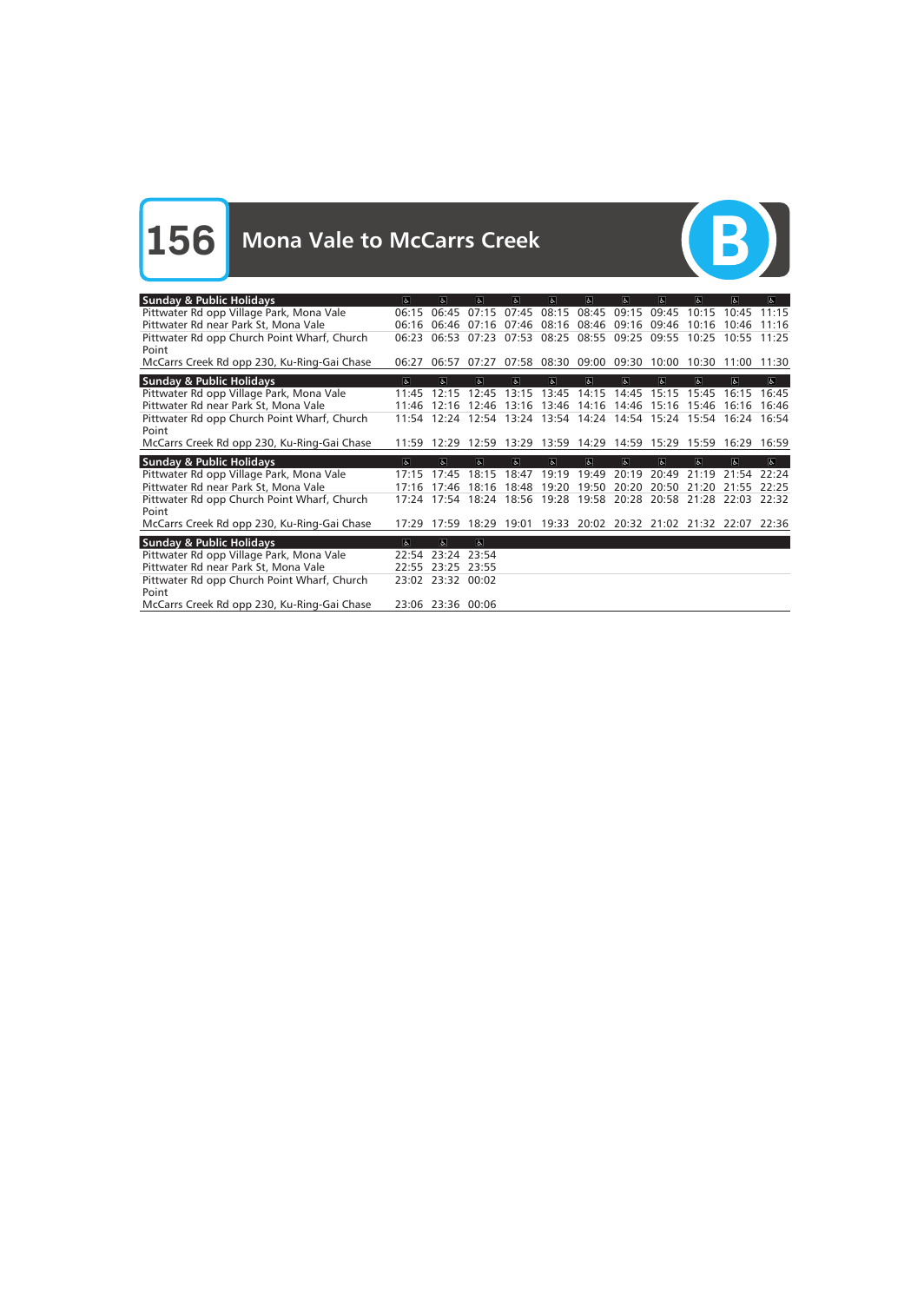# 156 Mona Vale to McCarrs Creek

B

| Sunday & Public Holidays | ♿ | ♿ | ♿ | ♿ | ♿ | ♿ | ♿ | ♿ | ♿ | ♿ | ♿ |
|---|---|---|---|---|---|---|---|---|---|---|---|
| Pittwater Rd opp Village Park, Mona Vale | 06:15 | 06:45 | 07:15 | 07:45 | 08:15 | 08:45 | 09:15 | 09:45 | 10:15 | 10:45 | 11:15 |
| Pittwater Rd near Park St, Mona Vale | 06:16 | 06:46 | 07:16 | 07:46 | 08:16 | 08:46 | 09:16 | 09:46 | 10:16 | 10:46 | 11:16 |
| Pittwater Rd opp Church Point Wharf, Church Point | 06:23 | 06:53 | 07:23 | 07:53 | 08:25 | 08:55 | 09:25 | 09:55 | 10:25 | 10:55 | 11:25 |
| McCarrs Creek Rd opp 230, Ku-Ring-Gai Chase | 06:27 | 06:57 | 07:27 | 07:58 | 08:30 | 09:00 | 09:30 | 10:00 | 10:30 | 11:00 | 11:30 |

| Sunday & Public Holidays | ♿ | ♿ | ♿ | ♿ | ♿ | ♿ | ♿ | ♿ | ♿ | ♿ | ♿ |
|---|---|---|---|---|---|---|---|---|---|---|---|
| Pittwater Rd opp Village Park, Mona Vale | 11:45 | 12:15 | 12:45 | 13:15 | 13:45 | 14:15 | 14:45 | 15:15 | 15:45 | 16:15 | 16:45 |
| Pittwater Rd near Park St, Mona Vale | 11:46 | 12:16 | 12:46 | 13:16 | 13:46 | 14:16 | 14:46 | 15:16 | 15:46 | 16:16 | 16:46 |
| Pittwater Rd opp Church Point Wharf, Church Point | 11:54 | 12:24 | 12:54 | 13:24 | 13:54 | 14:24 | 14:54 | 15:24 | 15:54 | 16:24 | 16:54 |
| McCarrs Creek Rd opp 230, Ku-Ring-Gai Chase | 11:59 | 12:29 | 12:59 | 13:29 | 13:59 | 14:29 | 14:59 | 15:29 | 15:59 | 16:29 | 16:59 |

| Sunday & Public Holidays | ♿ | ♿ | ♿ | ♿ | ♿ | ♿ | ♿ | ♿ | ♿ | ♿ | ♿ |
|---|---|---|---|---|---|---|---|---|---|---|---|
| Pittwater Rd opp Village Park, Mona Vale | 17:15 | 17:45 | 18:15 | 18:47 | 19:19 | 19:49 | 20:19 | 20:49 | 21:19 | 21:54 | 22:24 |
| Pittwater Rd near Park St, Mona Vale | 17:16 | 17:46 | 18:16 | 18:48 | 19:20 | 19:50 | 20:20 | 20:50 | 21:20 | 21:55 | 22:25 |
| Pittwater Rd opp Church Point Wharf, Church Point | 17:24 | 17:54 | 18:24 | 18:56 | 19:28 | 19:58 | 20:28 | 20:58 | 21:28 | 22:03 | 22:32 |
| McCarrs Creek Rd opp 230, Ku-Ring-Gai Chase | 17:29 | 17:59 | 18:29 | 19:01 | 19:33 | 20:02 | 20:32 | 21:02 | 21:32 | 22:07 | 22:36 |

| Sunday & Public Holidays | ♿ | ♿ | ♿ |
|---|---|---|---|
| Pittwater Rd opp Village Park, Mona Vale | 22:54 | 23:24 | 23:54 |
| Pittwater Rd near Park St, Mona Vale | 22:55 | 23:25 | 23:55 |
| Pittwater Rd opp Church Point Wharf, Church Point | 23:02 | 23:32 | 00:02 |
| McCarrs Creek Rd opp 230, Ku-Ring-Gai Chase | 23:06 | 23:36 | 00:06 |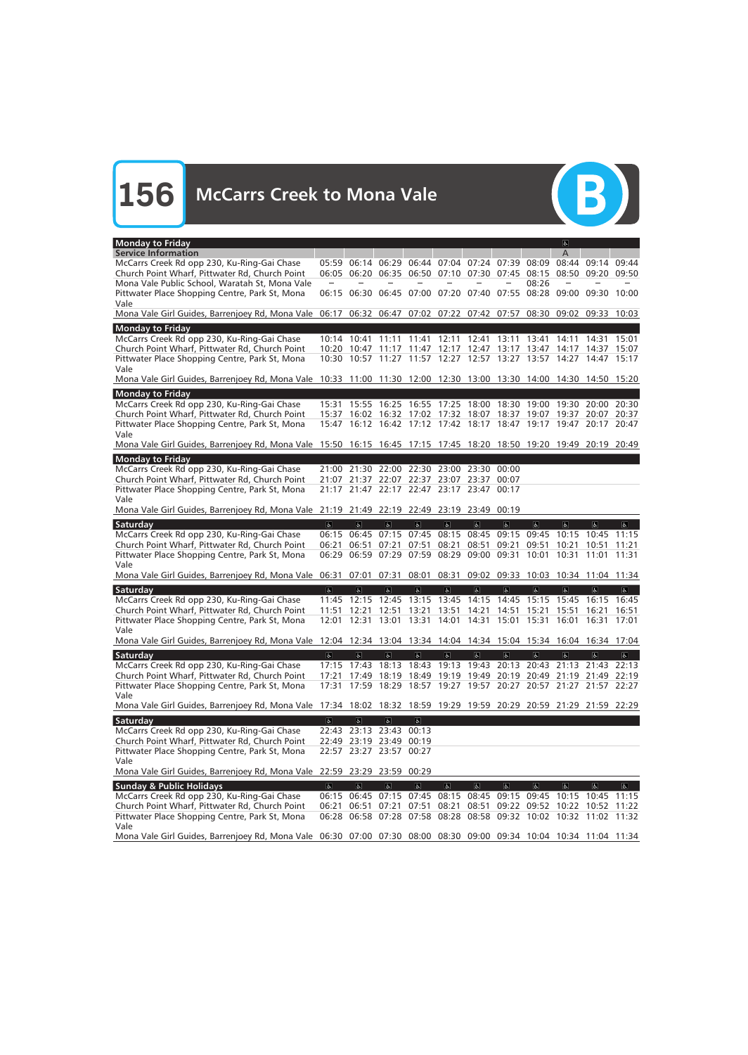# 156 McCarrs Creek to Mona Vale

B

## Monday to Friday

| Service Information | | | | | | | | | A | | |
|---|---|---|---|---|---|---|---|---|---|---|---|
| | | | | | | | | | ♿ | | |
| McCarrs Creek Rd opp 230, Ku-Ring-Gai Chase | 05:59 | 06:14 | 06:29 | 06:44 | 07:04 | 07:24 | 07:39 | 08:09 | 08:44 | 09:14 | 09:44 |
| Church Point Wharf, Pittwater Rd, Church Point | 06:05 | 06:20 | 06:35 | 06:50 | 07:10 | 07:30 | 07:45 | 08:15 | 08:50 | 09:20 | 09:50 |
| Mona Vale Public School, Waratah St, Mona Vale | – | – | – | – | – | – | – | 08:26 | – | – | – |
| Pittwater Place Shopping Centre, Park St, Mona Vale | 06:15 | 06:30 | 06:45 | 07:00 | 07:20 | 07:40 | 07:55 | 08:28 | 09:00 | 09:30 | 10:00 |
| Mona Vale Girl Guides, Barrenjoey Rd, Mona Vale | 06:17 | 06:32 | 06:47 | 07:02 | 07:22 | 07:42 | 07:57 | 08:30 | 09:02 | 09:33 | 10:03 |

## Monday to Friday

| | | | | | | | | | | | |
|---|---|---|---|---|---|---|---|---|---|---|---|
| McCarrs Creek Rd opp 230, Ku-Ring-Gai Chase | 10:14 | 10:41 | 11:11 | 11:41 | 12:11 | 12:41 | 13:11 | 13:41 | 14:11 | 14:31 | 15:01 |
| Church Point Wharf, Pittwater Rd, Church Point | 10:20 | 10:47 | 11:17 | 11:47 | 12:17 | 12:47 | 13:17 | 13:47 | 14:17 | 14:37 | 15:07 |
| Pittwater Place Shopping Centre, Park St, Mona Vale | 10:30 | 10:57 | 11:27 | 11:57 | 12:27 | 12:57 | 13:27 | 13:57 | 14:27 | 14:47 | 15:17 |
| Mona Vale Girl Guides, Barrenjoey Rd, Mona Vale | 10:33 | 11:00 | 11:30 | 12:00 | 12:30 | 13:00 | 13:30 | 14:00 | 14:30 | 14:50 | 15:20 |

## Monday to Friday

| | | | | | | | | | | | |
|---|---|---|---|---|---|---|---|---|---|---|---|
| McCarrs Creek Rd opp 230, Ku-Ring-Gai Chase | 15:31 | 15:55 | 16:25 | 16:55 | 17:25 | 18:00 | 18:30 | 19:00 | 19:30 | 20:00 | 20:30 |
| Church Point Wharf, Pittwater Rd, Church Point | 15:37 | 16:02 | 16:32 | 17:02 | 17:32 | 18:07 | 18:37 | 19:07 | 19:37 | 20:07 | 20:37 |
| Pittwater Place Shopping Centre, Park St, Mona Vale | 15:47 | 16:12 | 16:42 | 17:12 | 17:42 | 18:17 | 18:47 | 19:17 | 19:47 | 20:17 | 20:47 |
| Mona Vale Girl Guides, Barrenjoey Rd, Mona Vale | 15:50 | 16:15 | 16:45 | 17:15 | 17:45 | 18:20 | 18:50 | 19:20 | 19:49 | 20:19 | 20:49 |

## Monday to Friday

| | | | | | | | |
|---|---|---|---|---|---|---|---|
| McCarrs Creek Rd opp 230, Ku-Ring-Gai Chase | 21:00 | 21:30 | 22:00 | 22:30 | 23:00 | 23:30 | 00:00 |
| Church Point Wharf, Pittwater Rd, Church Point | 21:07 | 21:37 | 22:07 | 22:37 | 23:07 | 23:37 | 00:07 |
| Pittwater Place Shopping Centre, Park St, Mona Vale | 21:17 | 21:47 | 22:17 | 22:47 | 23:17 | 23:47 | 00:17 |
| Mona Vale Girl Guides, Barrenjoey Rd, Mona Vale | 21:19 | 21:49 | 22:19 | 22:49 | 23:19 | 23:49 | 00:19 |

## Saturday

| | ♿ | ♿ | ♿ | ♿ | ♿ | ♿ | ♿ | ♿ | ♿ | ♿ | ♿ |
|---|---|---|---|---|---|---|---|---|---|---|---|
| McCarrs Creek Rd opp 230, Ku-Ring-Gai Chase | 06:15 | 06:45 | 07:15 | 07:45 | 08:15 | 08:45 | 09:15 | 09:45 | 10:15 | 10:45 | 11:15 |
| Church Point Wharf, Pittwater Rd, Church Point | 06:21 | 06:51 | 07:21 | 07:51 | 08:21 | 08:51 | 09:21 | 09:51 | 10:21 | 10:51 | 11:21 |
| Pittwater Place Shopping Centre, Park St, Mona Vale | 06:29 | 06:59 | 07:29 | 07:59 | 08:29 | 09:00 | 09:31 | 10:01 | 10:31 | 11:01 | 11:31 |
| Mona Vale Girl Guides, Barrenjoey Rd, Mona Vale | 06:31 | 07:01 | 07:31 | 08:01 | 08:31 | 09:02 | 09:33 | 10:03 | 10:34 | 11:04 | 11:34 |

## Saturday

| | ♿ | ♿ | ♿ | ♿ | ♿ | ♿ | ♿ | ♿ | ♿ | ♿ | ♿ |
|---|---|---|---|---|---|---|---|---|---|---|---|
| McCarrs Creek Rd opp 230, Ku-Ring-Gai Chase | 11:45 | 12:15 | 12:45 | 13:15 | 13:45 | 14:15 | 14:45 | 15:15 | 15:45 | 16:15 | 16:45 |
| Church Point Wharf, Pittwater Rd, Church Point | 11:51 | 12:21 | 12:51 | 13:21 | 13:51 | 14:21 | 14:51 | 15:21 | 15:51 | 16:21 | 16:51 |
| Pittwater Place Shopping Centre, Park St, Mona Vale | 12:01 | 12:31 | 13:01 | 13:31 | 14:01 | 14:31 | 15:01 | 15:31 | 16:01 | 16:31 | 17:01 |
| Mona Vale Girl Guides, Barrenjoey Rd, Mona Vale | 12:04 | 12:34 | 13:04 | 13:34 | 14:04 | 14:34 | 15:04 | 15:34 | 16:04 | 16:34 | 17:04 |

## Saturday

| | ♿ | ♿ | ♿ | ♿ | ♿ | ♿ | ♿ | ♿ | ♿ | ♿ | ♿ |
|---|---|---|---|---|---|---|---|---|---|---|---|
| McCarrs Creek Rd opp 230, Ku-Ring-Gai Chase | 17:15 | 17:43 | 18:13 | 18:43 | 19:13 | 19:43 | 20:13 | 20:43 | 21:13 | 21:43 | 22:13 |
| Church Point Wharf, Pittwater Rd, Church Point | 17:21 | 17:49 | 18:19 | 18:49 | 19:19 | 19:49 | 20:19 | 20:49 | 21:19 | 21:49 | 22:19 |
| Pittwater Place Shopping Centre, Park St, Mona Vale | 17:31 | 17:59 | 18:29 | 18:57 | 19:27 | 19:57 | 20:27 | 20:57 | 21:27 | 21:57 | 22:27 |
| Mona Vale Girl Guides, Barrenjoey Rd, Mona Vale | 17:34 | 18:02 | 18:32 | 18:59 | 19:29 | 19:59 | 20:29 | 20:59 | 21:29 | 21:59 | 22:29 |

## Saturday

| | ♿ | ♿ | ♿ | ♿ |
|---|---|---|---|---|
| McCarrs Creek Rd opp 230, Ku-Ring-Gai Chase | 22:43 | 23:13 | 23:43 | 00:13 |
| Church Point Wharf, Pittwater Rd, Church Point | 22:49 | 23:19 | 23:49 | 00:19 |
| Pittwater Place Shopping Centre, Park St, Mona Vale | 22:57 | 23:27 | 23:57 | 00:27 |
| Mona Vale Girl Guides, Barrenjoey Rd, Mona Vale | 22:59 | 23:29 | 23:59 | 00:29 |

## Sunday & Public Holidays

| | ♿ | ♿ | ♿ | ♿ | ♿ | ♿ | ♿ | ♿ | ♿ | ♿ | ♿ |
|---|---|---|---|---|---|---|---|---|---|---|---|
| McCarrs Creek Rd opp 230, Ku-Ring-Gai Chase | 06:15 | 06:45 | 07:15 | 07:45 | 08:15 | 08:45 | 09:15 | 09:45 | 10:15 | 10:45 | 11:15 |
| Church Point Wharf, Pittwater Rd, Church Point | 06:21 | 06:51 | 07:21 | 07:51 | 08:21 | 08:51 | 09:22 | 09:52 | 10:22 | 10:52 | 11:22 |
| Pittwater Place Shopping Centre, Park St, Mona Vale | 06:28 | 06:58 | 07:28 | 07:58 | 08:28 | 08:58 | 09:32 | 10:02 | 10:32 | 11:02 | 11:32 |
| Mona Vale Girl Guides, Barrenjoey Rd, Mona Vale | 06:30 | 07:00 | 07:30 | 08:00 | 08:30 | 09:00 | 09:34 | 10:04 | 10:34 | 11:04 | 11:34 |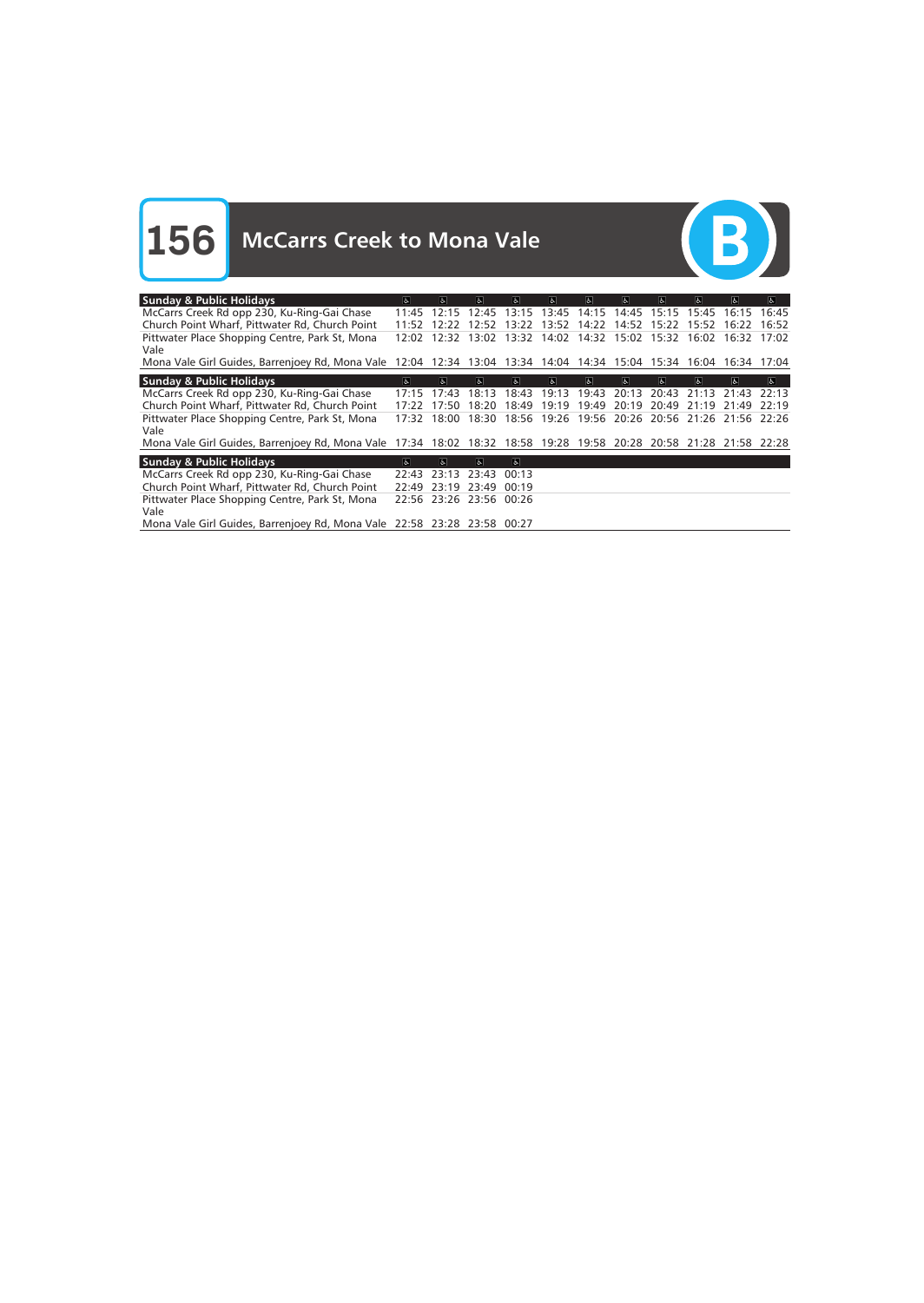# 156 McCarrs Creek to Mona Vale

B

| Sunday & Public Holidays | ♿ | ♿ | ♿ | ♿ | ♿ | ♿ | ♿ | ♿ | ♿ | ♿ | ♿ |
|---|---|---|---|---|---|---|---|---|---|---|---|
| McCarrs Creek Rd opp 230, Ku-Ring-Gai Chase | 11:45 | 12:15 | 12:45 | 13:15 | 13:45 | 14:15 | 14:45 | 15:15 | 15:45 | 16:15 | 16:45 |
| Church Point Wharf, Pittwater Rd, Church Point | 11:52 | 12:22 | 12:52 | 13:22 | 13:52 | 14:22 | 14:52 | 15:22 | 15:52 | 16:22 | 16:52 |
| Pittwater Place Shopping Centre, Park St, Mona Vale | 12:02 | 12:32 | 13:02 | 13:32 | 14:02 | 14:32 | 15:02 | 15:32 | 16:02 | 16:32 | 17:02 |
| Mona Vale Girl Guides, Barrenjoey Rd, Mona Vale | 12:04 | 12:34 | 13:04 | 13:34 | 14:04 | 14:34 | 15:04 | 15:34 | 16:04 | 16:34 | 17:04 |

| Sunday & Public Holidays | ♿ | ♿ | ♿ | ♿ | ♿ | ♿ | ♿ | ♿ | ♿ | ♿ | ♿ |
|---|---|---|---|---|---|---|---|---|---|---|---|
| McCarrs Creek Rd opp 230, Ku-Ring-Gai Chase | 17:15 | 17:43 | 18:13 | 18:43 | 19:13 | 19:43 | 20:13 | 20:43 | 21:13 | 21:43 | 22:13 |
| Church Point Wharf, Pittwater Rd, Church Point | 17:22 | 17:50 | 18:20 | 18:49 | 19:19 | 19:49 | 20:19 | 20:49 | 21:19 | 21:49 | 22:19 |
| Pittwater Place Shopping Centre, Park St, Mona Vale | 17:32 | 18:00 | 18:30 | 18:56 | 19:26 | 19:56 | 20:26 | 20:56 | 21:26 | 21:56 | 22:26 |
| Mona Vale Girl Guides, Barrenjoey Rd, Mona Vale | 17:34 | 18:02 | 18:32 | 18:58 | 19:28 | 19:58 | 20:28 | 20:58 | 21:28 | 21:58 | 22:28 |

| Sunday & Public Holidays | ♿ | ♿ | ♿ | ♿ |
|---|---|---|---|---|
| McCarrs Creek Rd opp 230, Ku-Ring-Gai Chase | 22:43 | 23:13 | 23:43 | 00:13 |
| Church Point Wharf, Pittwater Rd, Church Point | 22:49 | 23:19 | 23:49 | 00:19 |
| Pittwater Place Shopping Centre, Park St, Mona Vale | 22:56 | 23:26 | 23:56 | 00:26 |
| Mona Vale Girl Guides, Barrenjoey Rd, Mona Vale | 22:58 | 23:28 | 23:58 | 00:27 |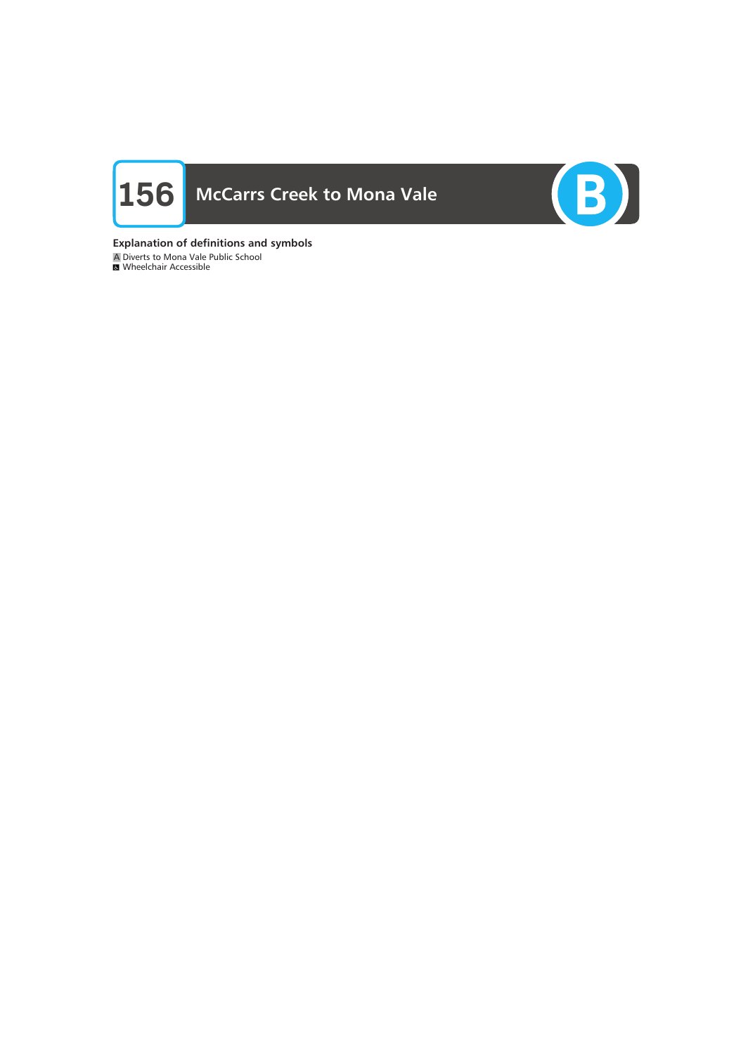# 156 McCarrs Creek to Mona Vale

B

**Explanation of definitions and symbols**

A Diverts to Mona Vale Public School

♿ Wheelchair Accessible